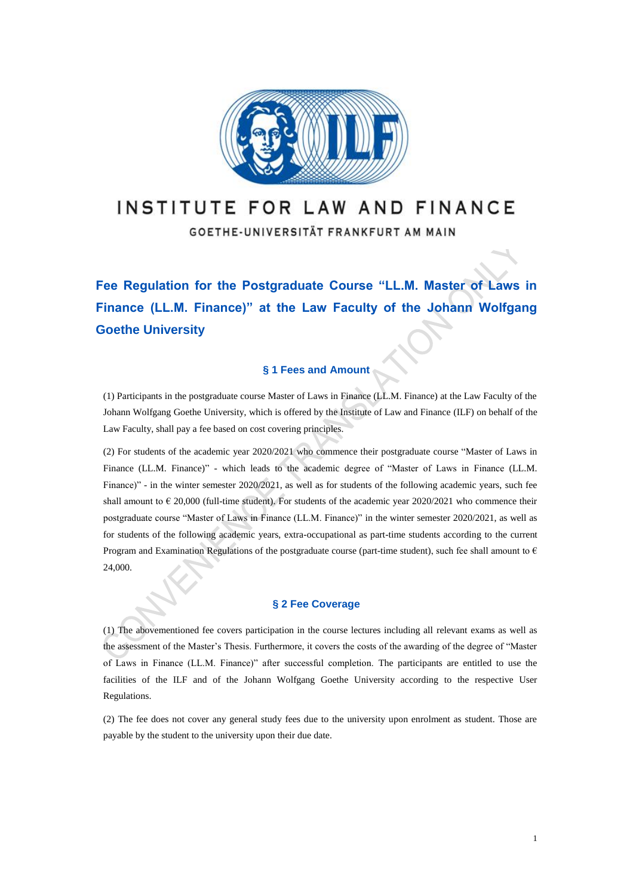INSTITUTE FOR LAW AND FINANCE

GOETHE-UNIVERSITÄT FRANKFURT AM MAIN

# Fee Regulation for the Postgraduate Course "LL.M. Master of Laws in Finance (LL.M. Finance)" at the Law Faculty of the Johann Wolfgang Goethe University

## § 1 Fees and Amount

(1) Participants in the postgraduate course Master of Laws in Finance (LL.M. Finance) at the Law Faculty of the Johann Wolfgang Goethe University, which is offered by the Institute of Law and Finance (ILF) on behalf of the Law Faculty, shall pay a fee based on cost covering principles.

(2) For students of the academic year 2020/2021 who commence their postgraduate course "Master of Laws in Finance (LL.M. Finance)" - which leads to the academic degree of "Master of Laws in Finance (LL.M. Finance)" - in the winter semester 2020/2021, as well as for students of the following academic years, such fee shall amount to € 20,000 (full-time student). For students of the academic year 2020/2021 who commence their postgraduate course "Master of Laws in Finance (LL.M. Finance)" in the winter semester 2020/2021, as well as for students of the following academic years, extra-occupational as part-time students according to the current Program and Examination Regulations of the postgraduate course (part-time student), such fee shall amount to € 24,000.

## § 2 Fee Coverage

(1) The abovementioned fee covers participation in the course lectures including all relevant exams as well as the assessment of the Master's Thesis. Furthermore, it covers the costs of the awarding of the degree of "Master of Laws in Finance (LL.M. Finance)" after successful completion. The participants are entitled to use the facilities of the ILF and of the Johann Wolfgang Goethe University according to the respective User Regulations.

(2) The fee does not cover any general study fees due to the university upon enrolment as student. Those are payable by the student to the university upon their due date.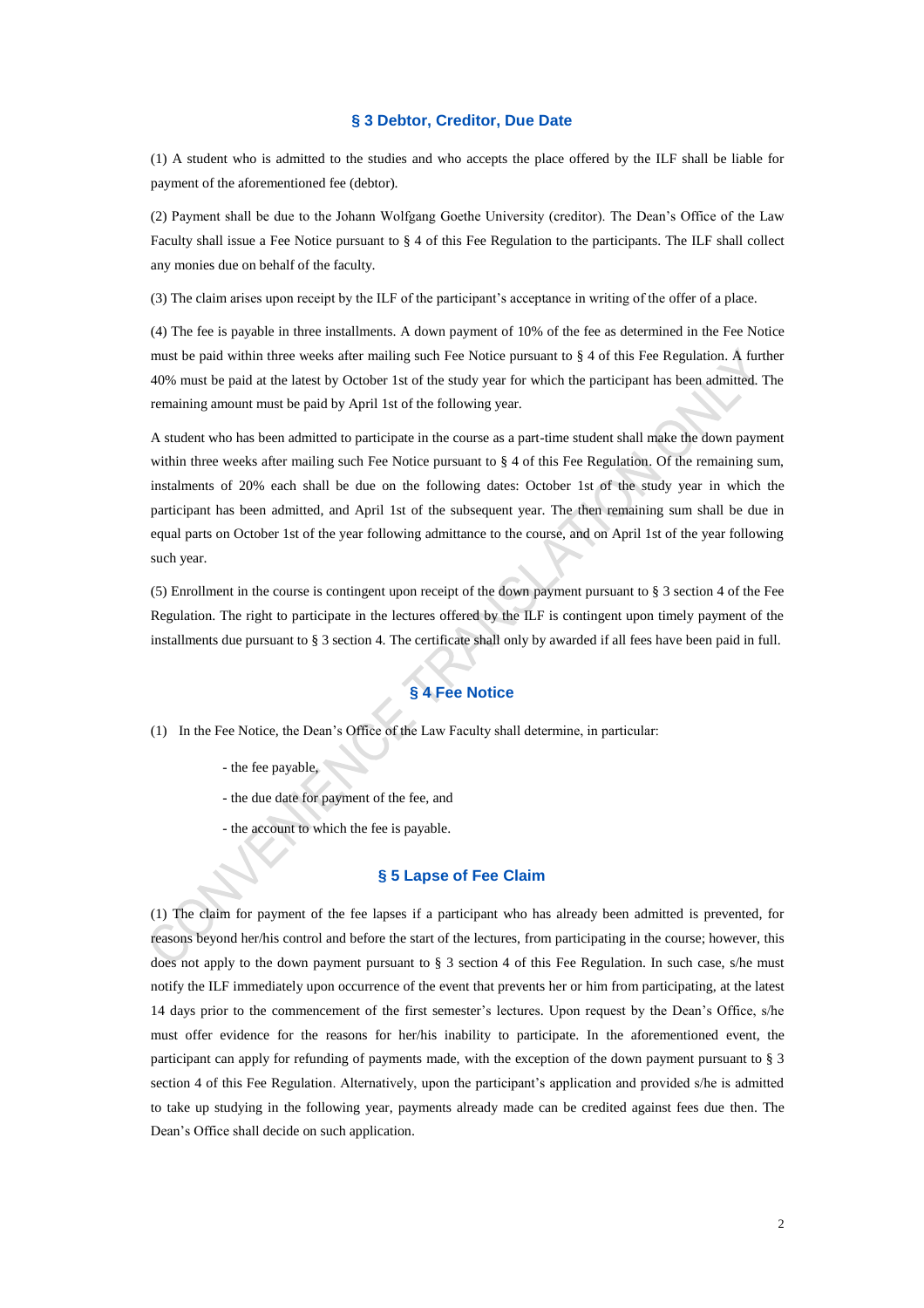## § 3 Debtor, Creditor, Due Date

(1) A student who is admitted to the studies and who accepts the place offered by the ILF shall be liable for payment of the aforementioned fee (debtor).

(2) Payment shall be due to the Johann Wolfgang Goethe University (creditor). The Dean's Office of the Law Faculty shall issue a Fee Notice pursuant to § 4 of this Fee Regulation to the participants. The ILF shall collect any monies due on behalf of the faculty.

(3) The claim arises upon receipt by the ILF of the participant's acceptance in writing of the offer of a place.

(4) The fee is payable in three installments. A down payment of 10% of the fee as determined in the Fee Notice must be paid within three weeks after mailing such Fee Notice pursuant to § 4 of this Fee Regulation. A further 40% must be paid at the latest by October 1st of the study year for which the participant has been admitted. The remaining amount must be paid by April 1st of the following year.

A student who has been admitted to participate in the course as a part-time student shall make the down payment within three weeks after mailing such Fee Notice pursuant to § 4 of this Fee Regulation. Of the remaining sum, instalments of 20% each shall be due on the following dates: October 1st of the study year in which the participant has been admitted, and April 1st of the subsequent year. The then remaining sum shall be due in equal parts on October 1st of the year following admittance to the course, and on April 1st of the year following such year.

(5) Enrollment in the course is contingent upon receipt of the down payment pursuant to § 3 section 4 of the Fee Regulation. The right to participate in the lectures offered by the ILF is contingent upon timely payment of the installments due pursuant to § 3 section 4. The certificate shall only by awarded if all fees have been paid in full.

## § 4 Fee Notice

(1) In the Fee Notice, the Dean's Office of the Law Faculty shall determine, in particular:

- the fee payable,
- the due date for payment of the fee, and
- the account to which the fee is payable.

## § 5 Lapse of Fee Claim

(1) The claim for payment of the fee lapses if a participant who has already been admitted is prevented, for reasons beyond her/his control and before the start of the lectures, from participating in the course; however, this does not apply to the down payment pursuant to § 3 section 4 of this Fee Regulation. In such case, s/he must notify the ILF immediately upon occurrence of the event that prevents her or him from participating, at the latest 14 days prior to the commencement of the first semester's lectures. Upon request by the Dean's Office, s/he must offer evidence for the reasons for her/his inability to participate. In the aforementioned event, the participant can apply for refunding of payments made, with the exception of the down payment pursuant to § 3 section 4 of this Fee Regulation. Alternatively, upon the participant's application and provided s/he is admitted to take up studying in the following year, payments already made can be credited against fees due then. The Dean's Office shall decide on such application.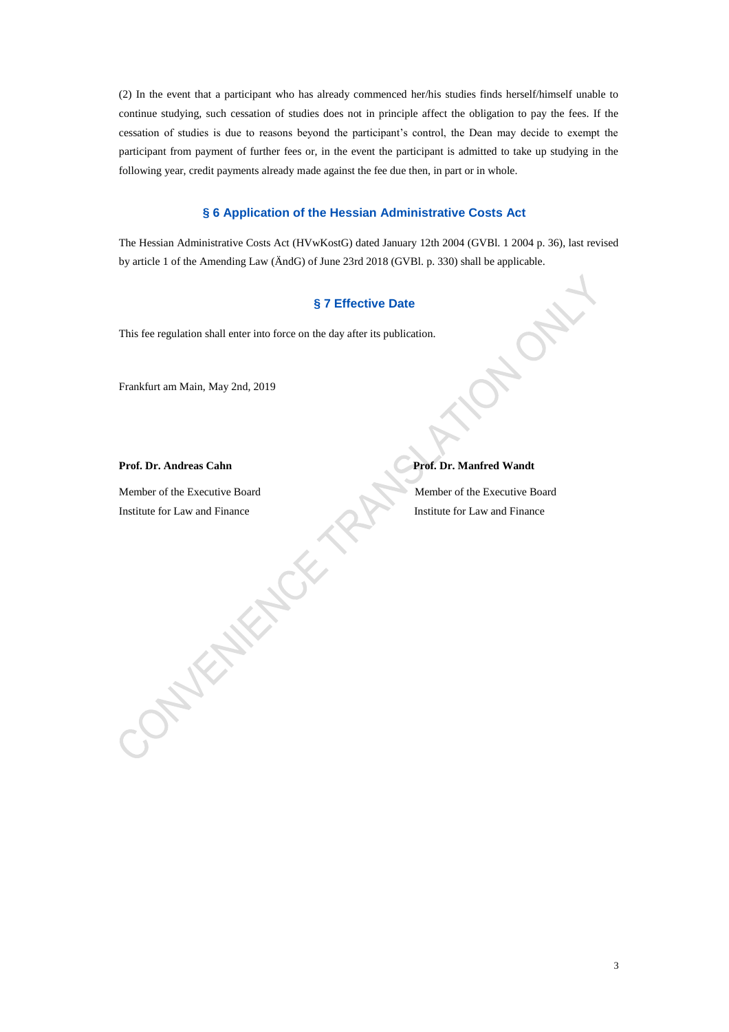(2) In the event that a participant who has already commenced her/his studies finds herself/himself unable to continue studying, such cessation of studies does not in principle affect the obligation to pay the fees. If the cessation of studies is due to reasons beyond the participant's control, the Dean may decide to exempt the participant from payment of further fees or, in the event the participant is admitted to take up studying in the following year, credit payments already made against the fee due then, in part or in whole.

## § 6 Application of the Hessian Administrative Costs Act

The Hessian Administrative Costs Act (HVwKostG) dated January 12th 2004 (GVBl. 1 2004 p. 36), last revised by article 1 of the Amending Law (ÄndG) of June 23rd 2018 (GVBl. p. 330) shall be applicable.

## § 7 Effective Date

This fee regulation shall enter into force on the day after its publication.

Frankfurt am Main, May 2nd, 2019

**Prof. Dr. Andreas Cahn**

Member of the Executive Board
Institute for Law and Finance

**Prof. Dr. Manfred Wandt**

Member of the Executive Board
Institute for Law and Finance

CONVENIENCE TRANSLATION ONLY